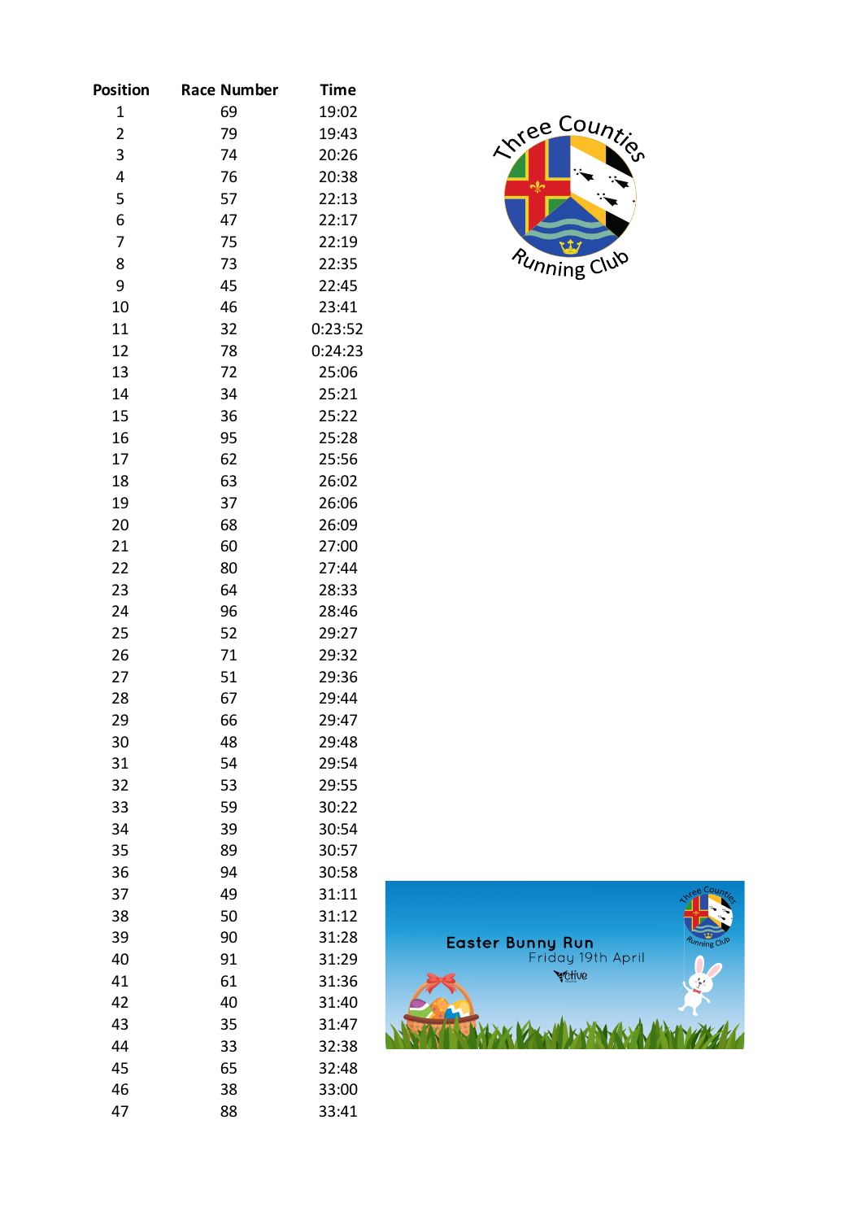| Position | Race Number | Time |
|---|---|---|
| 1 | 69 | 19:02 |
| 2 | 79 | 19:43 |
| 3 | 74 | 20:26 |
| 4 | 76 | 20:38 |
| 5 | 57 | 22:13 |
| 6 | 47 | 22:17 |
| 7 | 75 | 22:19 |
| 8 | 73 | 22:35 |
| 9 | 45 | 22:45 |
| 10 | 46 | 23:41 |
| 11 | 32 | 0:23:52 |
| 12 | 78 | 0:24:23 |
| 13 | 72 | 25:06 |
| 14 | 34 | 25:21 |
| 15 | 36 | 25:22 |
| 16 | 95 | 25:28 |
| 17 | 62 | 25:56 |
| 18 | 63 | 26:02 |
| 19 | 37 | 26:06 |
| 20 | 68 | 26:09 |
| 21 | 60 | 27:00 |
| 22 | 80 | 27:44 |
| 23 | 64 | 28:33 |
| 24 | 96 | 28:46 |
| 25 | 52 | 29:27 |
| 26 | 71 | 29:32 |
| 27 | 51 | 29:36 |
| 28 | 67 | 29:44 |
| 29 | 66 | 29:47 |
| 30 | 48 | 29:48 |
| 31 | 54 | 29:54 |
| 32 | 53 | 29:55 |
| 33 | 59 | 30:22 |
| 34 | 39 | 30:54 |
| 35 | 89 | 30:57 |
| 36 | 94 | 30:58 |
| 37 | 49 | 31:11 |
| 38 | 50 | 31:12 |
| 39 | 90 | 31:28 |
| 40 | 91 | 31:29 |
| 41 | 61 | 31:36 |
| 42 | 40 | 31:40 |
| 43 | 35 | 31:47 |
| 44 | 33 | 32:38 |
| 45 | 65 | 32:48 |
| 46 | 38 | 33:00 |
| 47 | 88 | 33:41 |

Three Counties Running Club

Easter Bunny Run
Friday 19th April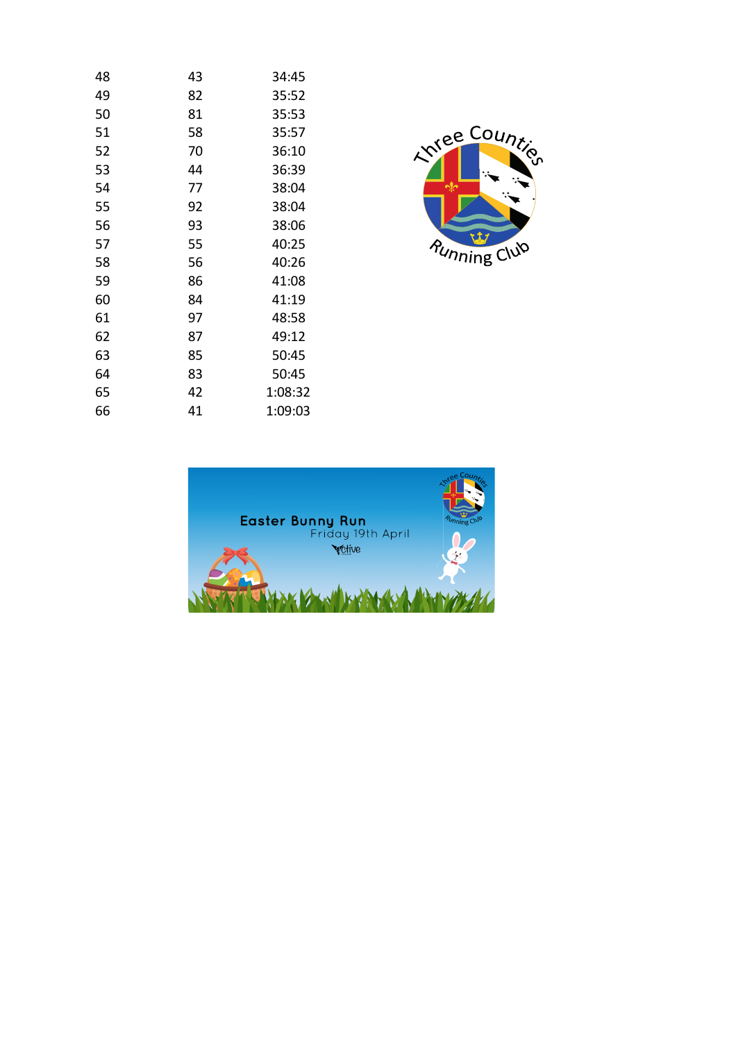| | | |
|---|---|---|
| 48 | 43 | 34:45 |
| 49 | 82 | 35:52 |
| 50 | 81 | 35:53 |
| 51 | 58 | 35:57 |
| 52 | 70 | 36:10 |
| 53 | 44 | 36:39 |
| 54 | 77 | 38:04 |
| 55 | 92 | 38:04 |
| 56 | 93 | 38:06 |
| 57 | 55 | 40:25 |
| 58 | 56 | 40:26 |
| 59 | 86 | 41:08 |
| 60 | 84 | 41:19 |
| 61 | 97 | 48:58 |
| 62 | 87 | 49:12 |
| 63 | 85 | 50:45 |
| 64 | 83 | 50:45 |
| 65 | 42 | 1:08:32 |
| 66 | 41 | 1:09:03 |